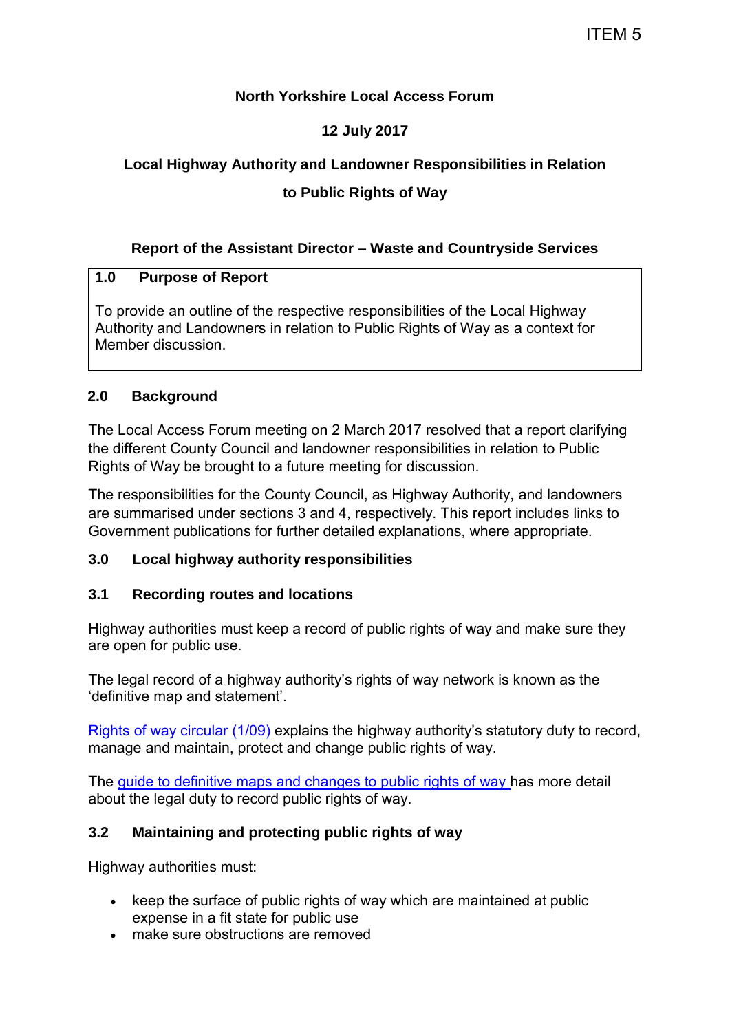ITEM 5

**North Yorkshire Local Access Forum**

**12 July 2017**

# Local Highway Authority and Landowner Responsibilities in Relation to Public Rights of Way

**Report of the Assistant Director – Waste and Countryside Services**

## 1.0 Purpose of Report

To provide an outline of the respective responsibilities of the Local Highway Authority and Landowners in relation to Public Rights of Way as a context for Member discussion.

## 2.0 Background

The Local Access Forum meeting on 2 March 2017 resolved that a report clarifying the different County Council and landowner responsibilities in relation to Public Rights of Way be brought to a future meeting for discussion.

The responsibilities for the County Council, as Highway Authority, and landowners are summarised under sections 3 and 4, respectively. This report includes links to Government publications for further detailed explanations, where appropriate.

## 3.0 Local highway authority responsibilities

### 3.1 Recording routes and locations

Highway authorities must keep a record of public rights of way and make sure they are open for public use.

The legal record of a highway authority's rights of way network is known as the 'definitive map and statement'.

Rights of way circular (1/09) explains the highway authority's statutory duty to record, manage and maintain, protect and change public rights of way.

The guide to definitive maps and changes to public rights of way has more detail about the legal duty to record public rights of way.

### 3.2 Maintaining and protecting public rights of way

Highway authorities must:

- keep the surface of public rights of way which are maintained at public expense in a fit state for public use
- make sure obstructions are removed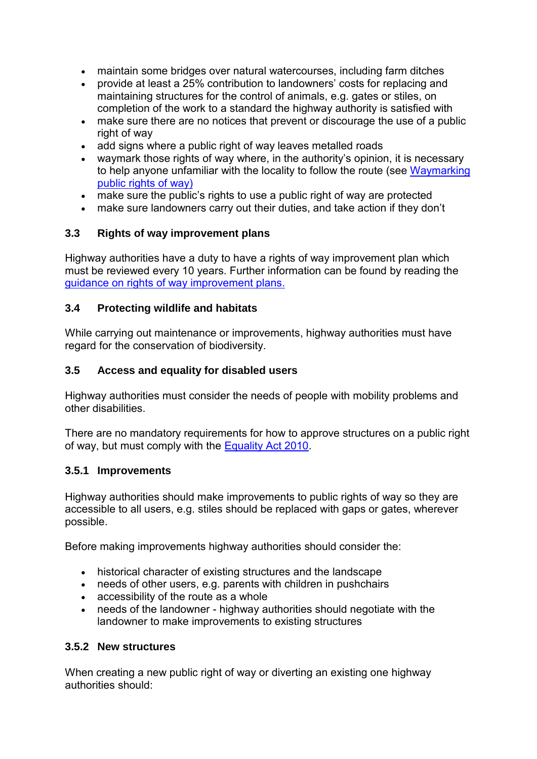- maintain some bridges over natural watercourses, including farm ditches
- provide at least a 25% contribution to landowners' costs for replacing and maintaining structures for the control of animals, e.g. gates or stiles, on completion of the work to a standard the highway authority is satisfied with
- make sure there are no notices that prevent or discourage the use of a public right of way
- add signs where a public right of way leaves metalled roads
- waymark those rights of way where, in the authority's opinion, it is necessary to help anyone unfamiliar with the locality to follow the route (see [Waymarking public rights of way)]
- make sure the public's rights to use a public right of way are protected
- make sure landowners carry out their duties, and take action if they don't

### 3.3 Rights of way improvement plans

Highway authorities have a duty to have a rights of way improvement plan which must be reviewed every 10 years. Further information can be found by reading the guidance on rights of way improvement plans.

### 3.4 Protecting wildlife and habitats

While carrying out maintenance or improvements, highway authorities must have regard for the conservation of biodiversity.

### 3.5 Access and equality for disabled users

Highway authorities must consider the needs of people with mobility problems and other disabilities.

There are no mandatory requirements for how to approve structures on a public right of way, but must comply with the Equality Act 2010.

#### 3.5.1 Improvements

Highway authorities should make improvements to public rights of way so they are accessible to all users, e.g. stiles should be replaced with gaps or gates, wherever possible.

Before making improvements highway authorities should consider the:

- historical character of existing structures and the landscape
- needs of other users, e.g. parents with children in pushchairs
- accessibility of the route as a whole
- needs of the landowner - highway authorities should negotiate with the landowner to make improvements to existing structures

#### 3.5.2 New structures

When creating a new public right of way or diverting an existing one highway authorities should: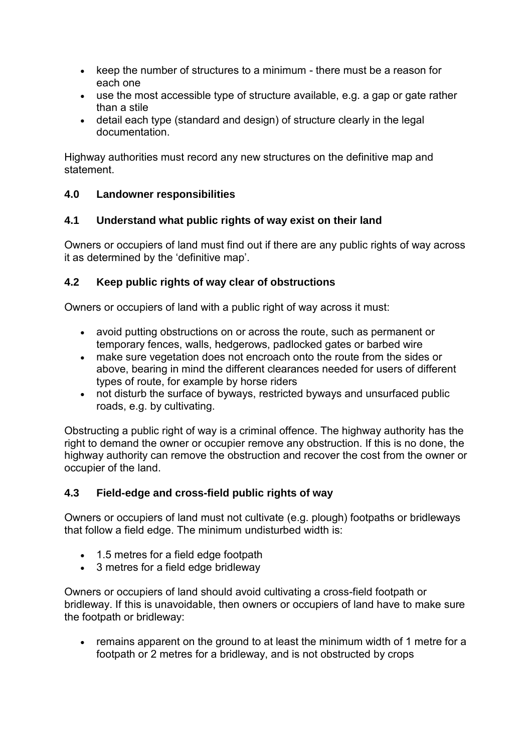- keep the number of structures to a minimum - there must be a reason for each one
- use the most accessible type of structure available, e.g. a gap or gate rather than a stile
- detail each type (standard and design) of structure clearly in the legal documentation.

Highway authorities must record any new structures on the definitive map and statement.

## 4.0 Landowner responsibilities

### 4.1 Understand what public rights of way exist on their land

Owners or occupiers of land must find out if there are any public rights of way across it as determined by the 'definitive map'.

### 4.2 Keep public rights of way clear of obstructions

Owners or occupiers of land with a public right of way across it must:

- avoid putting obstructions on or across the route, such as permanent or temporary fences, walls, hedgerows, padlocked gates or barbed wire
- make sure vegetation does not encroach onto the route from the sides or above, bearing in mind the different clearances needed for users of different types of route, for example by horse riders
- not disturb the surface of byways, restricted byways and unsurfaced public roads, e.g. by cultivating.

Obstructing a public right of way is a criminal offence. The highway authority has the right to demand the owner or occupier remove any obstruction. If this is no done, the highway authority can remove the obstruction and recover the cost from the owner or occupier of the land.

### 4.3 Field-edge and cross-field public rights of way

Owners or occupiers of land must not cultivate (e.g. plough) footpaths or bridleways that follow a field edge. The minimum undisturbed width is:

- 1.5 metres for a field edge footpath
- 3 metres for a field edge bridleway

Owners or occupiers of land should avoid cultivating a cross-field footpath or bridleway. If this is unavoidable, then owners or occupiers of land have to make sure the footpath or bridleway:

- remains apparent on the ground to at least the minimum width of 1 metre for a footpath or 2 metres for a bridleway, and is not obstructed by crops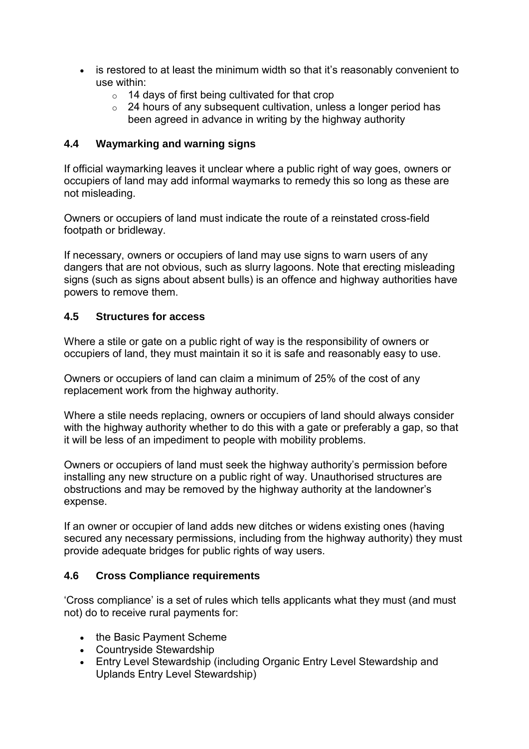- is restored to at least the minimum width so that it's reasonably convenient to use within:
  - 14 days of first being cultivated for that crop
  - 24 hours of any subsequent cultivation, unless a longer period has been agreed in advance in writing by the highway authority

### 4.4 Waymarking and warning signs

If official waymarking leaves it unclear where a public right of way goes, owners or occupiers of land may add informal waymarks to remedy this so long as these are not misleading.

Owners or occupiers of land must indicate the route of a reinstated cross-field footpath or bridleway.

If necessary, owners or occupiers of land may use signs to warn users of any dangers that are not obvious, such as slurry lagoons. Note that erecting misleading signs (such as signs about absent bulls) is an offence and highway authorities have powers to remove them.

### 4.5 Structures for access

Where a stile or gate on a public right of way is the responsibility of owners or occupiers of land, they must maintain it so it is safe and reasonably easy to use.

Owners or occupiers of land can claim a minimum of 25% of the cost of any replacement work from the highway authority.

Where a stile needs replacing, owners or occupiers of land should always consider with the highway authority whether to do this with a gate or preferably a gap, so that it will be less of an impediment to people with mobility problems.

Owners or occupiers of land must seek the highway authority's permission before installing any new structure on a public right of way. Unauthorised structures are obstructions and may be removed by the highway authority at the landowner's expense.

If an owner or occupier of land adds new ditches or widens existing ones (having secured any necessary permissions, including from the highway authority) they must provide adequate bridges for public rights of way users.

### 4.6 Cross Compliance requirements

'Cross compliance' is a set of rules which tells applicants what they must (and must not) do to receive rural payments for:

- the Basic Payment Scheme
- Countryside Stewardship
- Entry Level Stewardship (including Organic Entry Level Stewardship and Uplands Entry Level Stewardship)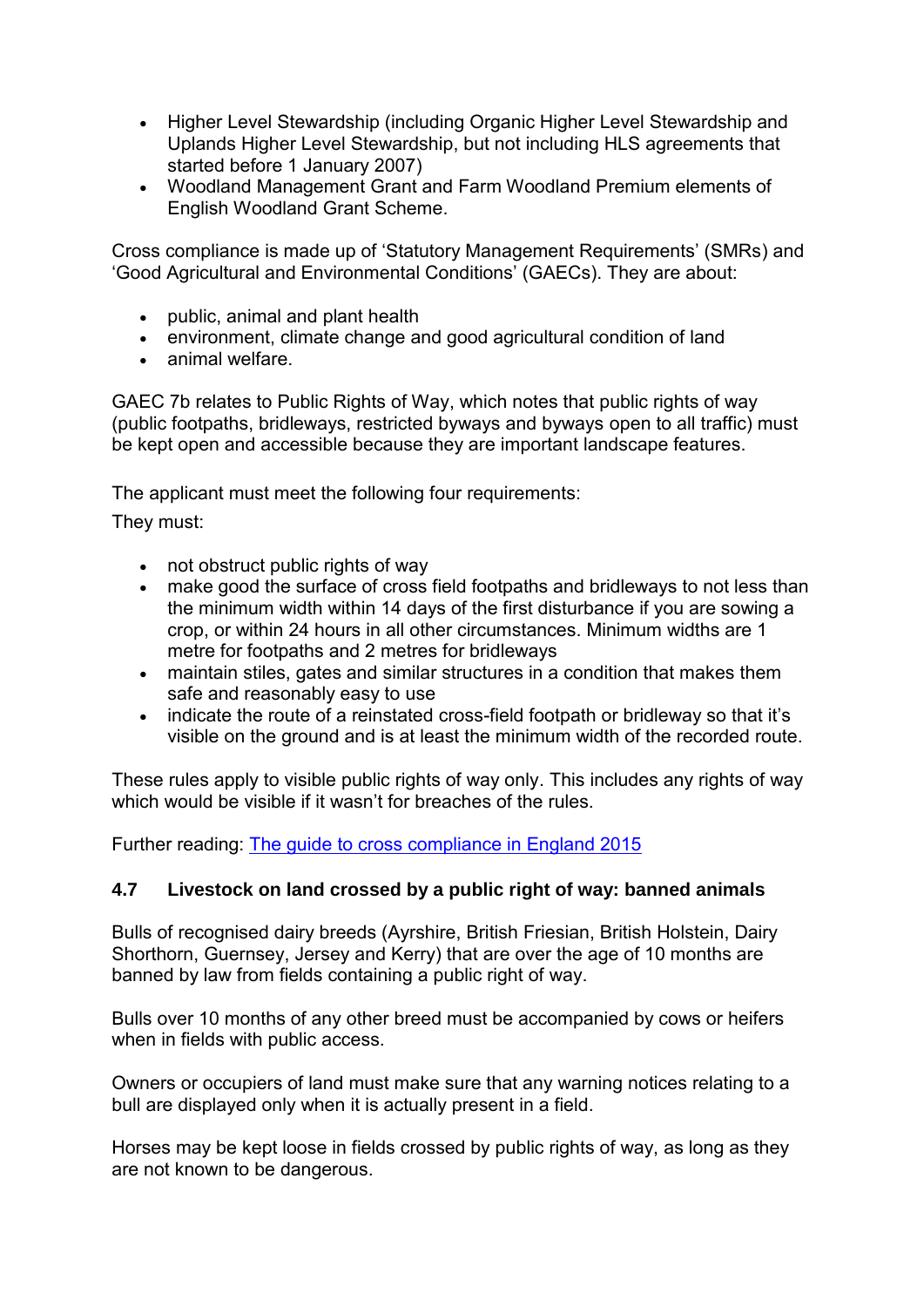- Higher Level Stewardship (including Organic Higher Level Stewardship and Uplands Higher Level Stewardship, but not including HLS agreements that started before 1 January 2007)
- Woodland Management Grant and Farm Woodland Premium elements of English Woodland Grant Scheme.

Cross compliance is made up of 'Statutory Management Requirements' (SMRs) and 'Good Agricultural and Environmental Conditions' (GAECs). They are about:

- public, animal and plant health
- environment, climate change and good agricultural condition of land
- animal welfare.

GAEC 7b relates to Public Rights of Way, which notes that public rights of way (public footpaths, bridleways, restricted byways and byways open to all traffic) must be kept open and accessible because they are important landscape features.

The applicant must meet the following four requirements:

They must:

- not obstruct public rights of way
- make good the surface of cross field footpaths and bridleways to not less than the minimum width within 14 days of the first disturbance if you are sowing a crop, or within 24 hours in all other circumstances. Minimum widths are 1 metre for footpaths and 2 metres for bridleways
- maintain stiles, gates and similar structures in a condition that makes them safe and reasonably easy to use
- indicate the route of a reinstated cross-field footpath or bridleway so that it's visible on the ground and is at least the minimum width of the recorded route.

These rules apply to visible public rights of way only. This includes any rights of way which would be visible if it wasn't for breaches of the rules.

Further reading: [The guide to cross compliance in England 2015]

### 4.7 Livestock on land crossed by a public right of way: banned animals

Bulls of recognised dairy breeds (Ayrshire, British Friesian, British Holstein, Dairy Shorthorn, Guernsey, Jersey and Kerry) that are over the age of 10 months are banned by law from fields containing a public right of way.

Bulls over 10 months of any other breed must be accompanied by cows or heifers when in fields with public access.

Owners or occupiers of land must make sure that any warning notices relating to a bull are displayed only when it is actually present in a field.

Horses may be kept loose in fields crossed by public rights of way, as long as they are not known to be dangerous.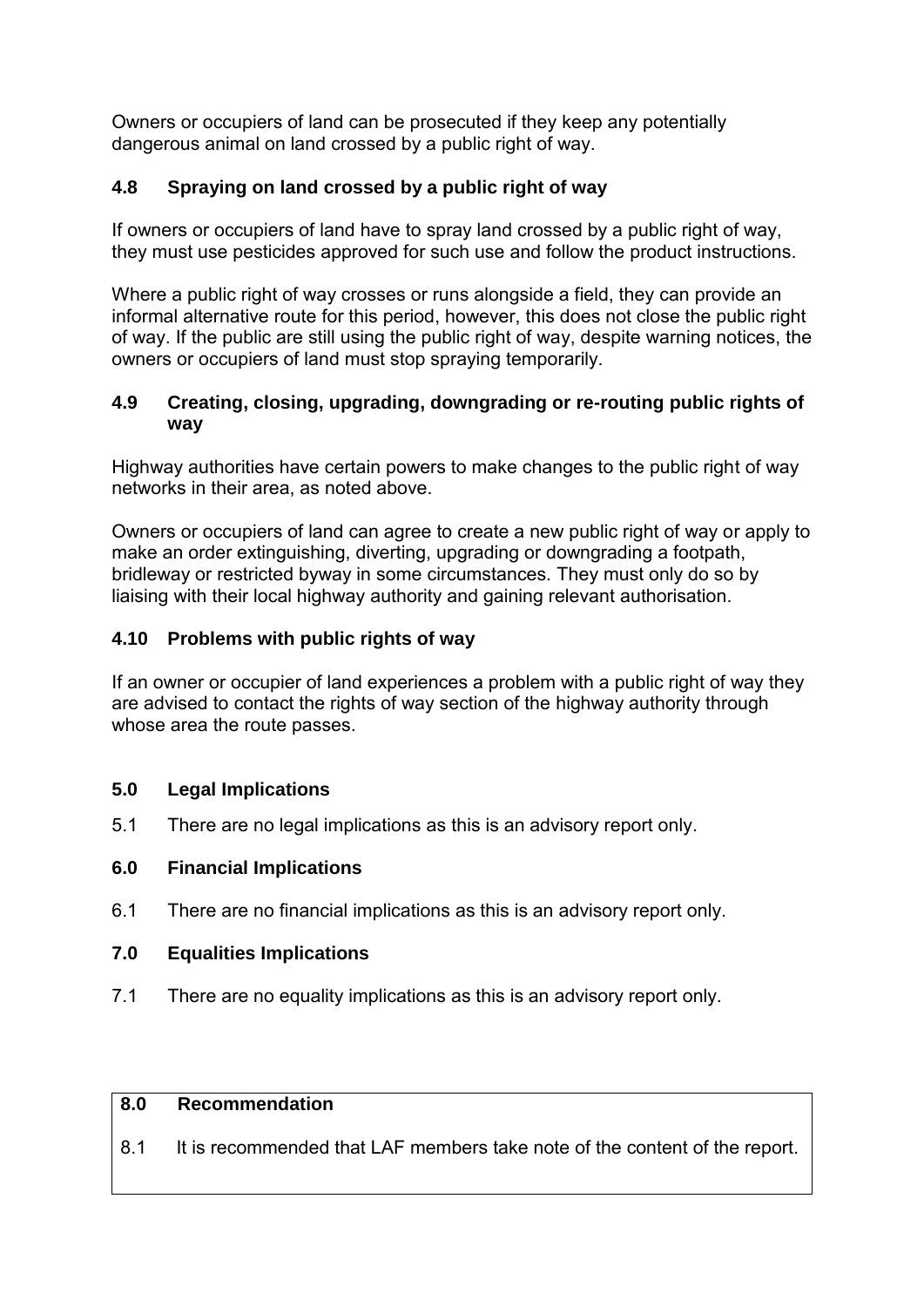Owners or occupiers of land can be prosecuted if they keep any potentially dangerous animal on land crossed by a public right of way.

### 4.8 Spraying on land crossed by a public right of way

If owners or occupiers of land have to spray land crossed by a public right of way, they must use pesticides approved for such use and follow the product instructions.

Where a public right of way crosses or runs alongside a field, they can provide an informal alternative route for this period, however, this does not close the public right of way. If the public are still using the public right of way, despite warning notices, the owners or occupiers of land must stop spraying temporarily.

### 4.9 Creating, closing, upgrading, downgrading or re-routing public rights of way

Highway authorities have certain powers to make changes to the public right of way networks in their area, as noted above.

Owners or occupiers of land can agree to create a new public right of way or apply to make an order extinguishing, diverting, upgrading or downgrading a footpath, bridleway or restricted byway in some circumstances. They must only do so by liaising with their local highway authority and gaining relevant authorisation.

### 4.10 Problems with public rights of way

If an owner or occupier of land experiences a problem with a public right of way they are advised to contact the rights of way section of the highway authority through whose area the route passes.

## 5.0 Legal Implications

5.1 There are no legal implications as this is an advisory report only.

## 6.0 Financial Implications

6.1 There are no financial implications as this is an advisory report only.

## 7.0 Equalities Implications

7.1 There are no equality implications as this is an advisory report only.

## 8.0 Recommendation

8.1 It is recommended that LAF members take note of the content of the report.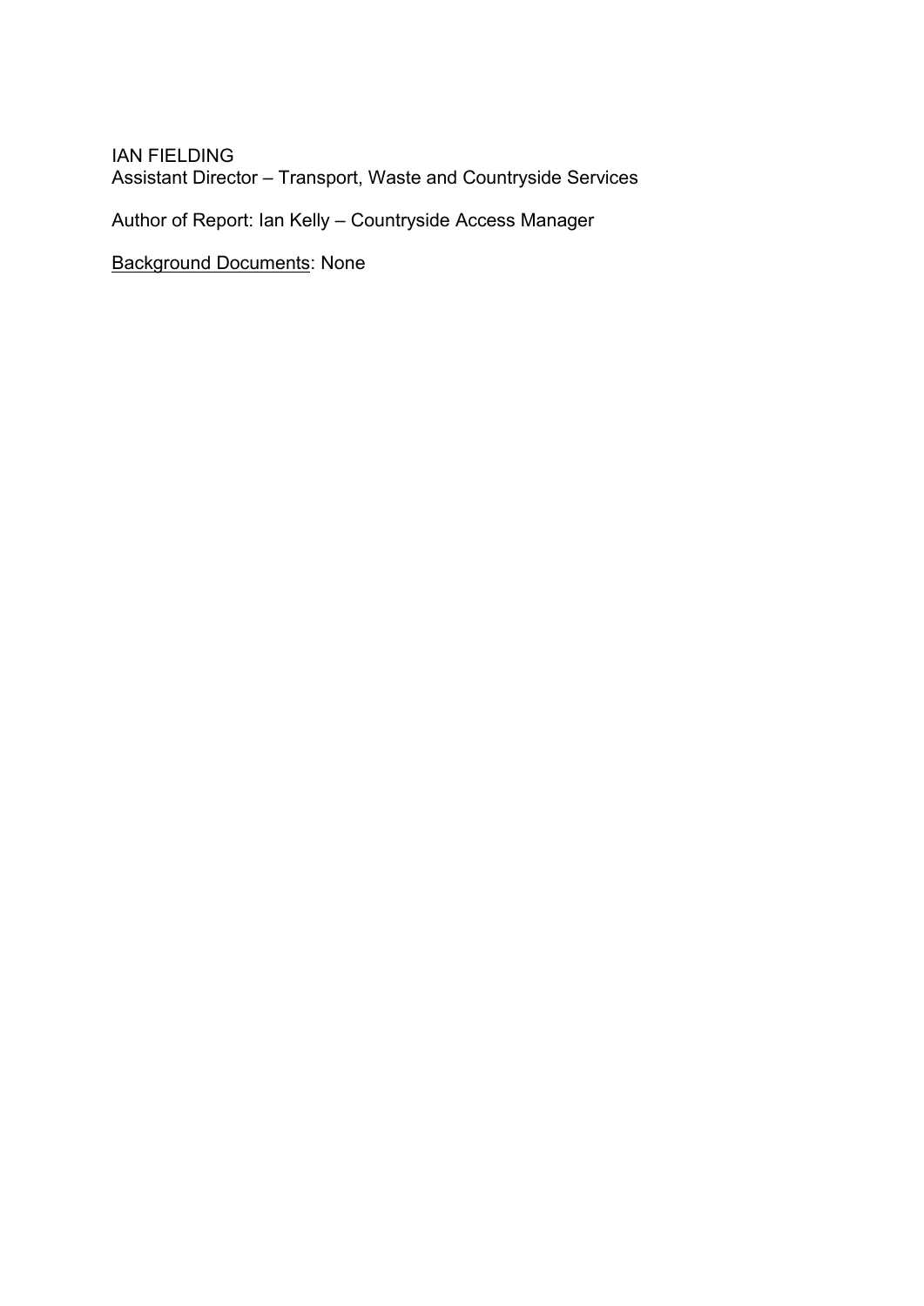IAN FIELDING
Assistant Director – Transport, Waste and Countryside Services

Author of Report: Ian Kelly – Countryside Access Manager

<u>Background Documents</u>: None